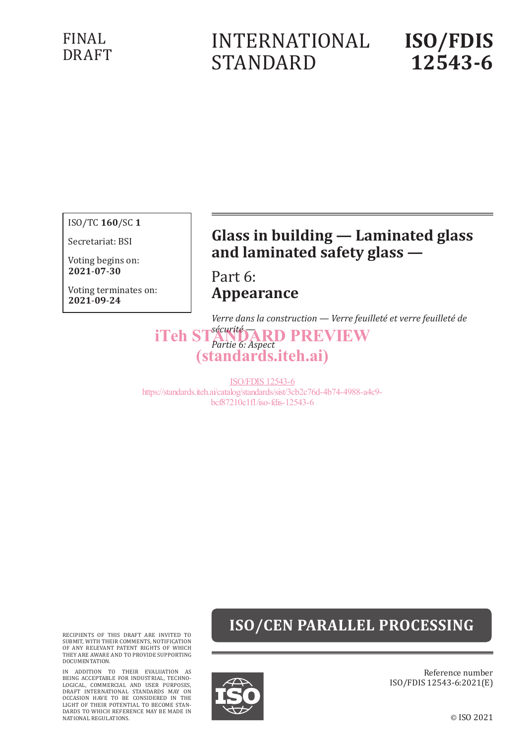FINAL DRAFT

# INTERNATIONAL STANDARD

# ISO/FDIS 12543-6

ISO/TC **160**/SC **1**

Secretariat: BSI

Voting begins on:
**2021-07-30**

Voting terminates on:
**2021-09-24**

## Glass in building — Laminated glass and laminated safety glass —

## Part 6: **Appearance**

*Verre dans la construction — Verre feuilleté et verre feuilleté de sécurité —*

*Partie 6: Aspect*

iTeh STANDARD PREVIEW
(standards.iteh.ai)

ISO/FDIS 12543-6
https://standards.iteh.ai/catalog/standards/sist/3cb2c76d-4b74-4988-a4c9-bcf87210c1f1/iso-fdis-12543-6

**ISO/CEN PARALLEL PROCESSING**

RECIPIENTS OF THIS DRAFT ARE INVITED TO SUBMIT, WITH THEIR COMMENTS, NOTIFICATION OF ANY RELEVANT PATENT RIGHTS OF WHICH THEY ARE AWARE AND TO PROVIDE SUPPORTING DOCUMENTATION.

IN ADDITION TO THEIR EVALUATION AS BEING ACCEPTABLE FOR INDUSTRIAL, TECHNOLOGICAL, COMMERCIAL AND USER PURPOSES, DRAFT INTERNATIONAL STANDARDS MAY ON OCCASION HAVE TO BE CONSIDERED IN THE LIGHT OF THEIR POTENTIAL TO BECOME STANDARDS TO WHICH REFERENCE MAY BE MADE IN NATIONAL REGULATIONS.

Reference number
ISO/FDIS 12543-6:2021(E)

© ISO 2021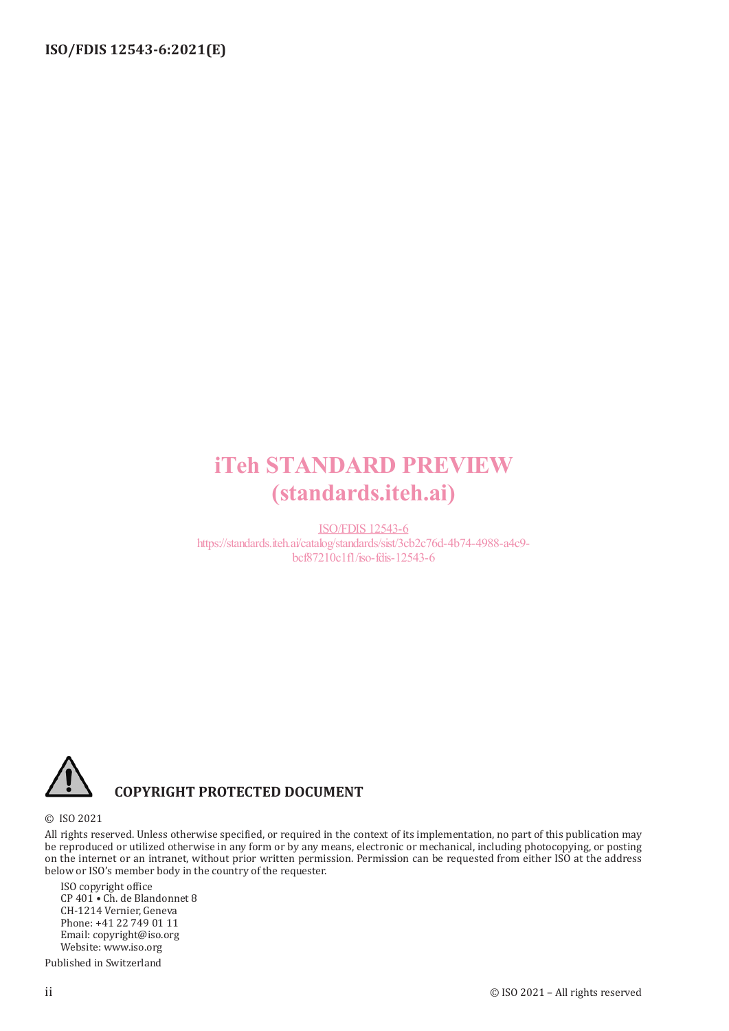iTeh STANDARD PREVIEW
(standards.iteh.ai)

ISO/FDIS 12543-6
https://standards.iteh.ai/catalog/standards/sist/3cb2c76d-4b74-4988-a4c9-bcf87210c1f1/iso-fdis-12543-6

**COPYRIGHT PROTECTED DOCUMENT**

© ISO 2021

All rights reserved. Unless otherwise specified, or required in the context of its implementation, no part of this publication may be reproduced or utilized otherwise in any form or by any means, electronic or mechanical, including photocopying, or posting on the internet or an intranet, without prior written permission. Permission can be requested from either ISO at the address below or ISO's member body in the country of the requester.

ISO copyright office
CP 401 • Ch. de Blandonnet 8
CH-1214 Vernier, Geneva
Phone: +41 22 749 01 11
Email: copyright@iso.org
Website: www.iso.org

Published in Switzerland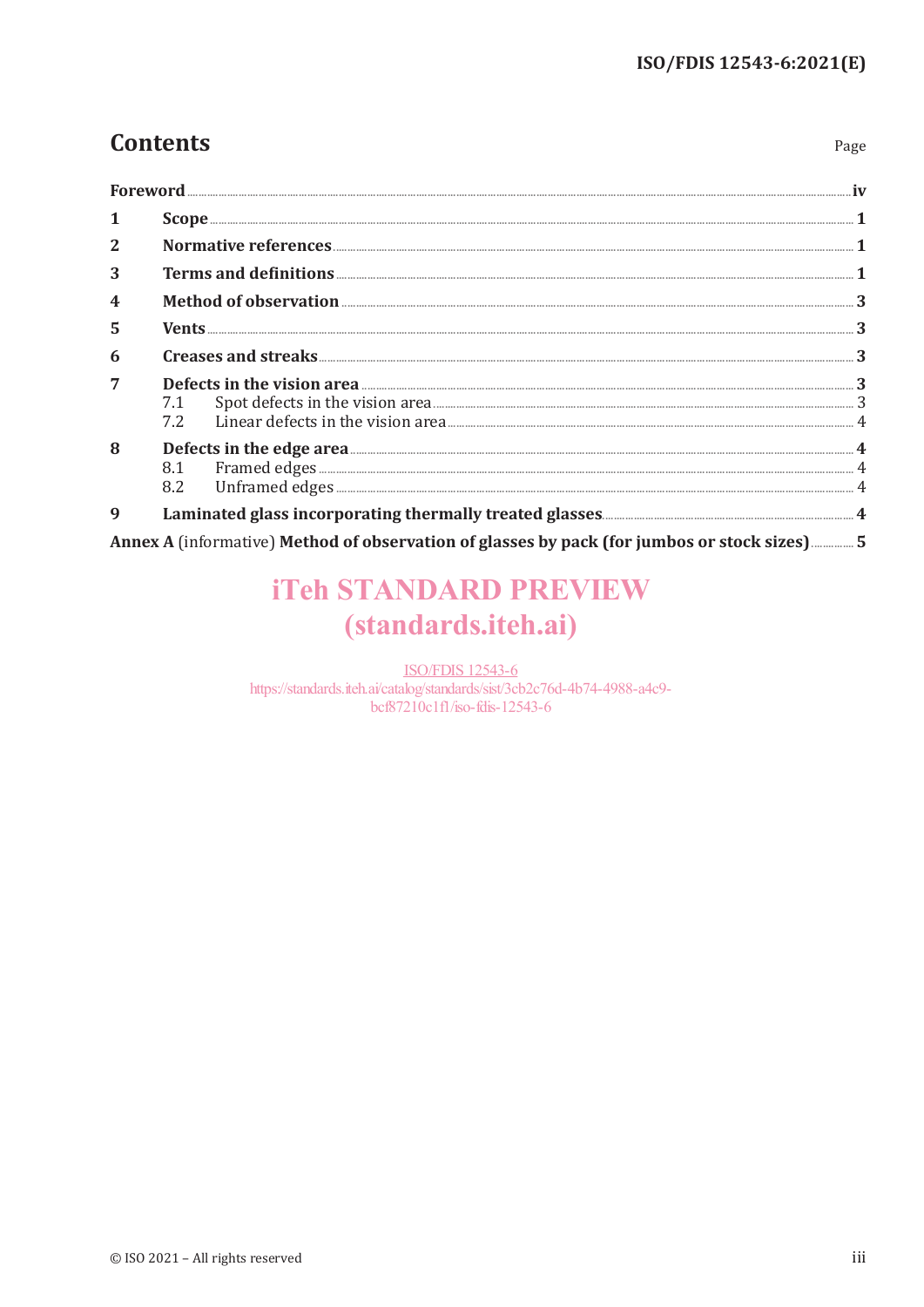# Contents

Page

| | | |
|---|---|---|
| **Foreword** | | **iv** |
| **1** | **Scope** | **1** |
| **2** | **Normative references** | **1** |
| **3** | **Terms and definitions** | **1** |
| **4** | **Method of observation** | **3** |
| **5** | **Vents** | **3** |
| **6** | **Creases and streaks** | **3** |
| **7** | **Defects in the vision area** | **3** |
| | 7.1 Spot defects in the vision area | 3 |
| | 7.2 Linear defects in the vision area | 4 |
| **8** | **Defects in the edge area** | **4** |
| | 8.1 Framed edges | 4 |
| | 8.2 Unframed edges | 4 |
| **9** | **Laminated glass incorporating thermally treated glasses** | **4** |
| **Annex A** (informative) **Method of observation of glasses by pack (for jumbos or stock sizes)** | | **5** |

iTeh STANDARD PREVIEW
(standards.iteh.ai)

ISO/FDIS 12543-6
https://standards.iteh.ai/catalog/standards/sist/3cb2c76d-4b74-4988-a4c9-bcf87210c1f1/iso-fdis-12543-6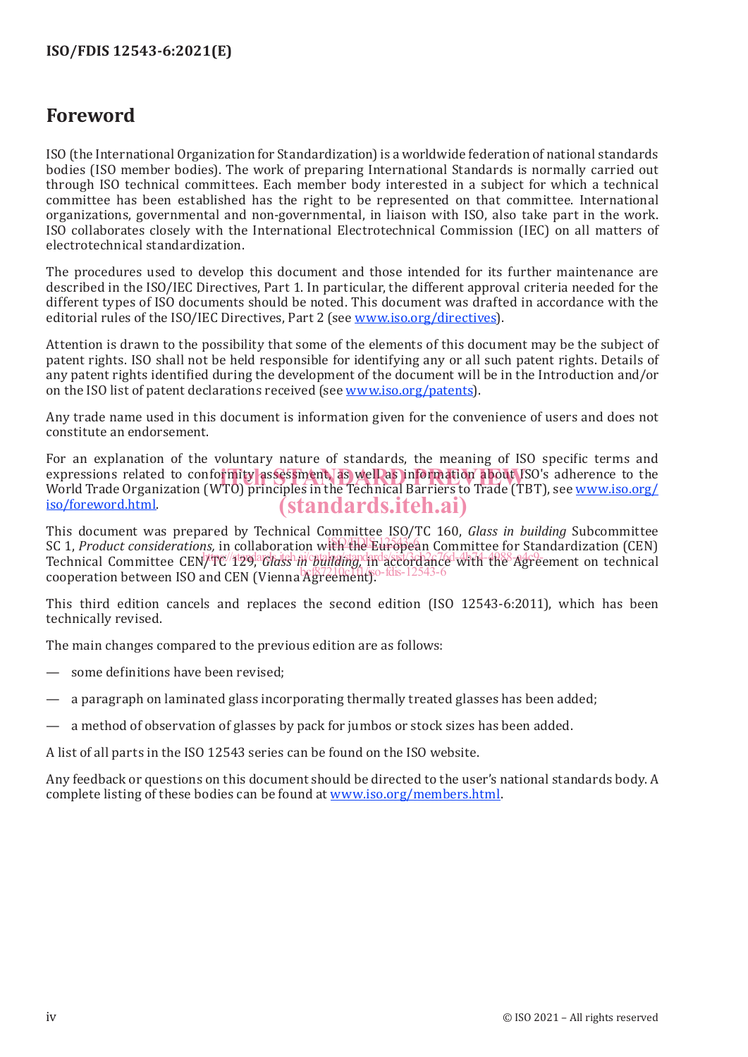# Foreword

ISO (the International Organization for Standardization) is a worldwide federation of national standards bodies (ISO member bodies). The work of preparing International Standards is normally carried out through ISO technical committees. Each member body interested in a subject for which a technical committee has been established has the right to be represented on that committee. International organizations, governmental and non-governmental, in liaison with ISO, also take part in the work. ISO collaborates closely with the International Electrotechnical Commission (IEC) on all matters of electrotechnical standardization.

The procedures used to develop this document and those intended for its further maintenance are described in the ISO/IEC Directives, Part 1. In particular, the different approval criteria needed for the different types of ISO documents should be noted. This document was drafted in accordance with the editorial rules of the ISO/IEC Directives, Part 2 (see www.iso.org/directives).

Attention is drawn to the possibility that some of the elements of this document may be the subject of patent rights. ISO shall not be held responsible for identifying any or all such patent rights. Details of any patent rights identified during the development of the document will be in the Introduction and/or on the ISO list of patent declarations received (see www.iso.org/patents).

Any trade name used in this document is information given for the convenience of users and does not constitute an endorsement.

For an explanation of the voluntary nature of standards, the meaning of ISO specific terms and expressions related to conformity assessment, as well as information about ISO's adherence to the World Trade Organization (WTO) principles in the Technical Barriers to Trade (TBT), see www.iso.org/iso/foreword.html.

This document was prepared by Technical Committee ISO/TC 160, *Glass in building* Subcommittee SC 1, *Product considerations,* in collaboration with the European Committee for Standardization (CEN) Technical Committee CEN/TC 129, *Glass in building,* in accordance with the Agreement on technical cooperation between ISO and CEN (Vienna Agreement).

This third edition cancels and replaces the second edition (ISO 12543-6:2011), which has been technically revised.

The main changes compared to the previous edition are as follows:

— some definitions have been revised;

— a paragraph on laminated glass incorporating thermally treated glasses has been added;

— a method of observation of glasses by pack for jumbos or stock sizes has been added.

A list of all parts in the ISO 12543 series can be found on the ISO website.

Any feedback or questions on this document should be directed to the user's national standards body. A complete listing of these bodies can be found at www.iso.org/members.html.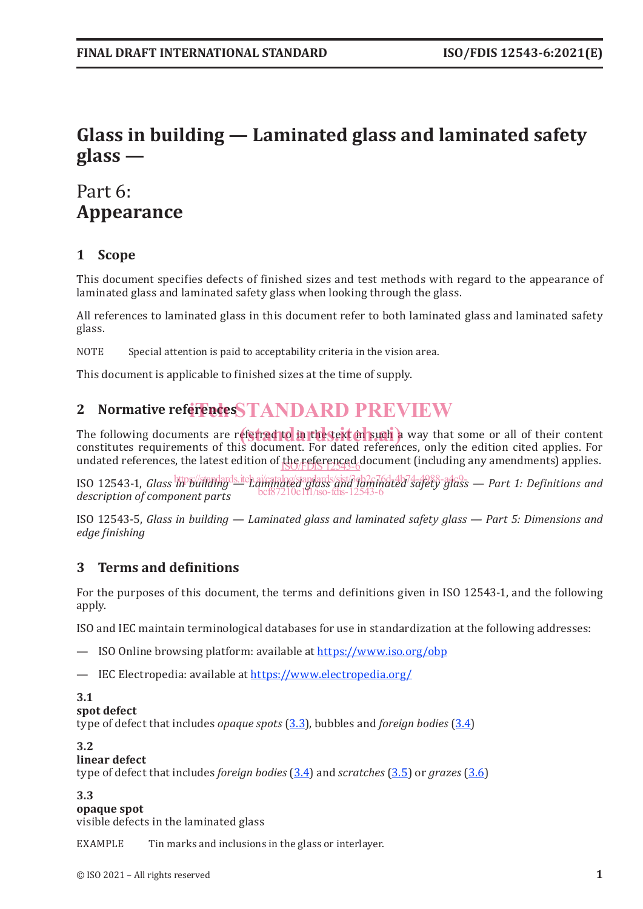# Glass in building — Laminated glass and laminated safety glass —

## Part 6:
## Appearance

## 1 Scope

This document specifies defects of finished sizes and test methods with regard to the appearance of laminated glass and laminated safety glass when looking through the glass.

All references to laminated glass in this document refer to both laminated glass and laminated safety glass.

NOTE Special attention is paid to acceptability criteria in the vision area.

This document is applicable to finished sizes at the time of supply.

## 2 Normative references

The following documents are referred to in the text in such a way that some or all of their content constitutes requirements of this document. For dated references, only the edition cited applies. For undated references, the latest edition of the referenced document (including any amendments) applies.

ISO 12543-1, *Glass in building — Laminated glass and laminated safety glass — Part 1: Definitions and description of component parts*

ISO 12543-5, *Glass in building — Laminated glass and laminated safety glass — Part 5: Dimensions and edge finishing*

## 3 Terms and definitions

For the purposes of this document, the terms and definitions given in ISO 12543-1, and the following apply.

ISO and IEC maintain terminological databases for use in standardization at the following addresses:

— ISO Online browsing platform: available at https://www.iso.org/obp

— IEC Electropedia: available at https://www.electropedia.org/

**3.1**
**spot defect**
type of defect that includes *opaque spots* (3.3), bubbles and *foreign bodies* (3.4)

**3.2**
**linear defect**
type of defect that includes *foreign bodies* (3.4) and *scratches* (3.5) or *grazes* (3.6)

**3.3**
**opaque spot**
visible defects in the laminated glass

EXAMPLE Tin marks and inclusions in the glass or interlayer.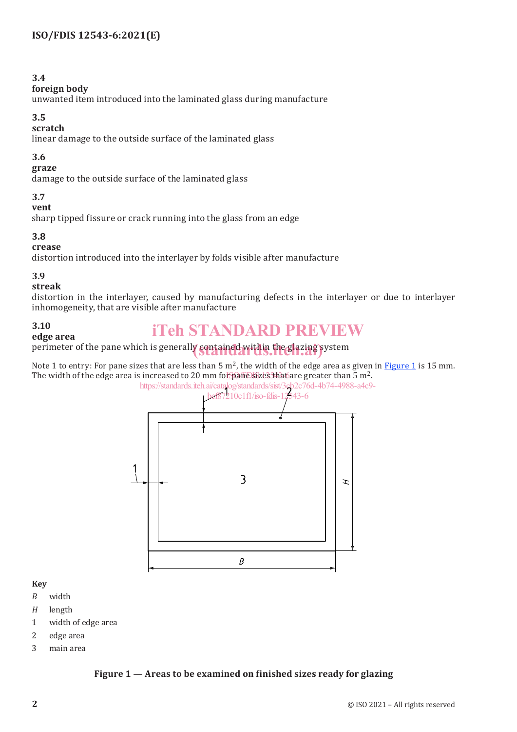**3.4**
**foreign body**
unwanted item introduced into the laminated glass during manufacture

**3.5**
**scratch**
linear damage to the outside surface of the laminated glass

**3.6**
**graze**
damage to the outside surface of the laminated glass

**3.7**
**vent**
sharp tipped fissure or crack running into the glass from an edge

**3.8**
**crease**
distortion introduced into the interlayer by folds visible after manufacture

**3.9**
**streak**
distortion in the interlayer, caused by manufacturing defects in the interlayer or due to interlayer inhomogeneity, that are visible after manufacture

**3.10**
**edge area**
perimeter of the pane which is generally contained within the glazing system

Note 1 to entry: For pane sizes that are less than 5 $m^2$, the width of the edge area as given in Figure 1 is 15 mm. The width of the edge area is increased to 20 mm for pane sizes that are greater than 5 $m^2$.

**Key**

*B* width

*H* length

1 width of edge area

2 edge area

3 main area

**Figure 1 — Areas to be examined on finished sizes ready for glazing**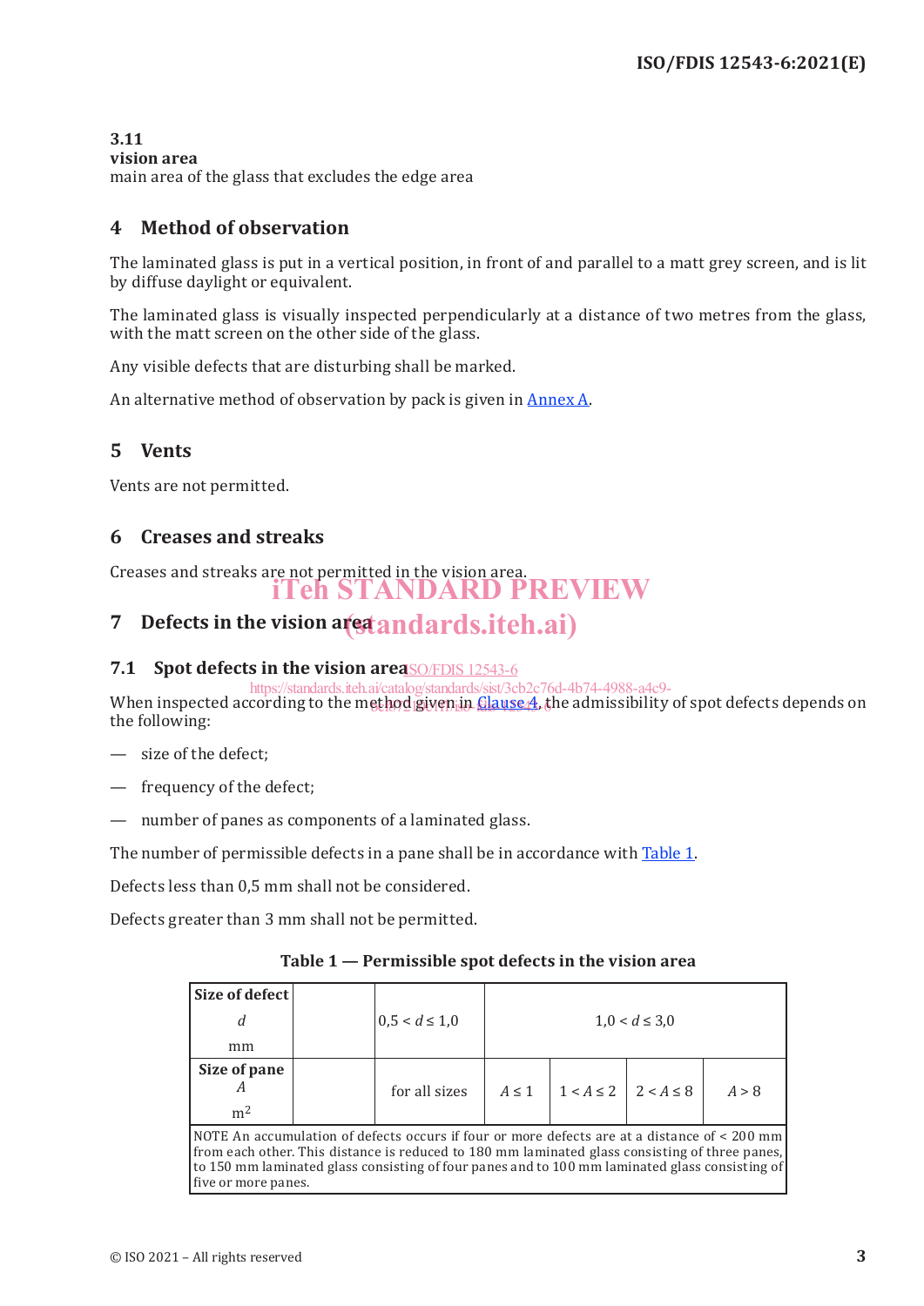**3.11**
**vision area**
main area of the glass that excludes the edge area

## 4 Method of observation

The laminated glass is put in a vertical position, in front of and parallel to a matt grey screen, and is lit by diffuse daylight or equivalent.

The laminated glass is visually inspected perpendicularly at a distance of two metres from the glass, with the matt screen on the other side of the glass.

Any visible defects that are disturbing shall be marked.

An alternative method of observation by pack is given in Annex A.

## 5 Vents

Vents are not permitted.

## 6 Creases and streaks

Creases and streaks are not permitted in the vision area.

## 7 Defects in the vision area

### 7.1 Spot defects in the vision area

When inspected according to the method given in Clause 4, the admissibility of spot defects depends on the following:

— size of the defect;

— frequency of the defect;

— number of panes as components of a laminated glass.

The number of permissible defects in a pane shall be in accordance with Table 1.

Defects less than 0,5 mm shall not be considered.

Defects greater than 3 mm shall not be permitted.

**Table 1 — Permissible spot defects in the vision area**

| **Size of defect** $d$ mm | | $0,5 < d \leq 1,0$ | $1,0 < d \leq 3,0$ | | | |
|---|---|---|---|---|---|---|
| **Size of pane** $A$ $m^2$ | | for all sizes | $A \leq 1$ | $1 < A \leq 2$ | $2 < A \leq 8$ | $A > 8$ |
| NOTE An accumulation of defects occurs if four or more defects are at a distance of < 200 mm from each other. This distance is reduced to 180 mm laminated glass consisting of three panes, to 150 mm laminated glass consisting of four panes and to 100 mm laminated glass consisting of five or more panes. | | | | | | |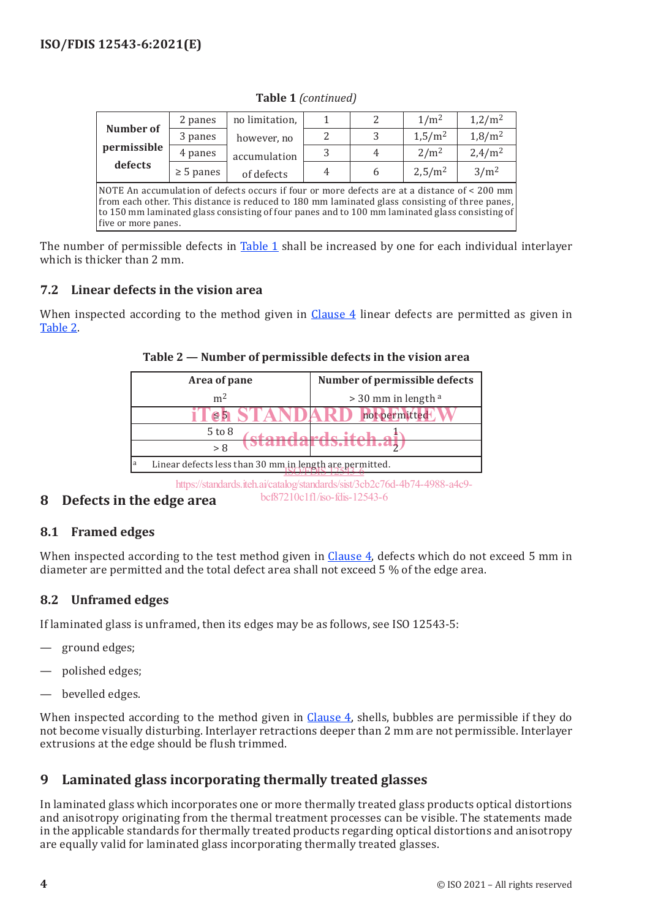**Table 1** *(continued)*

| Number of permissible defects | 2 panes | no limitation, however, no accumulation of defects | 1 | 2 | 1/m$^2$ | 1,2/m$^2$ |
|---|---|---|---|---|---|---|
| | 3 panes | | 2 | 3 | 1,5/m$^2$ | 1,8/m$^2$ |
| | 4 panes | | 3 | 4 | 2/m$^2$ | 2,4/m$^2$ |
| | ≥ 5 panes | | 4 | 6 | 2,5/m$^2$ | 3/m$^2$ |
| NOTE An accumulation of defects occurs if four or more defects are at a distance of < 200 mm from each other. This distance is reduced to 180 mm laminated glass consisting of three panes, to 150 mm laminated glass consisting of four panes and to 100 mm laminated glass consisting of five or more panes. | | | | | | |

The number of permissible defects in Table 1 shall be increased by one for each individual interlayer which is thicker than 2 mm.

## 7.2 Linear defects in the vision area

When inspected according to the method given in Clause 4 linear defects are permitted as given in Table 2.

**Table 2 — Number of permissible defects in the vision area**

| Area of pane<br>m$^2$ | Number of permissible defects<br>> 30 mm in length [a] |
|---|---|
| ≤ 5 | not permitted |
| 5 to 8 | 1 |
| > 8 | 2 |
| [a] Linear defects less than 30 mm in length are permitted. | |

# 8 Defects in the edge area

## 8.1 Framed edges

When inspected according to the test method given in Clause 4, defects which do not exceed 5 mm in diameter are permitted and the total defect area shall not exceed 5 % of the edge area.

## 8.2 Unframed edges

If laminated glass is unframed, then its edges may be as follows, see ISO 12543-5:

— ground edges;

— polished edges;

— bevelled edges.

When inspected according to the method given in Clause 4, shells, bubbles are permissible if they do not become visually disturbing. Interlayer retractions deeper than 2 mm are not permissible. Interlayer extrusions at the edge should be flush trimmed.

# 9 Laminated glass incorporating thermally treated glasses

In laminated glass which incorporates one or more thermally treated glass products optical distortions and anisotropy originating from the thermal treatment processes can be visible. The statements made in the applicable standards for thermally treated products regarding optical distortions and anisotropy are equally valid for laminated glass incorporating thermally treated glasses.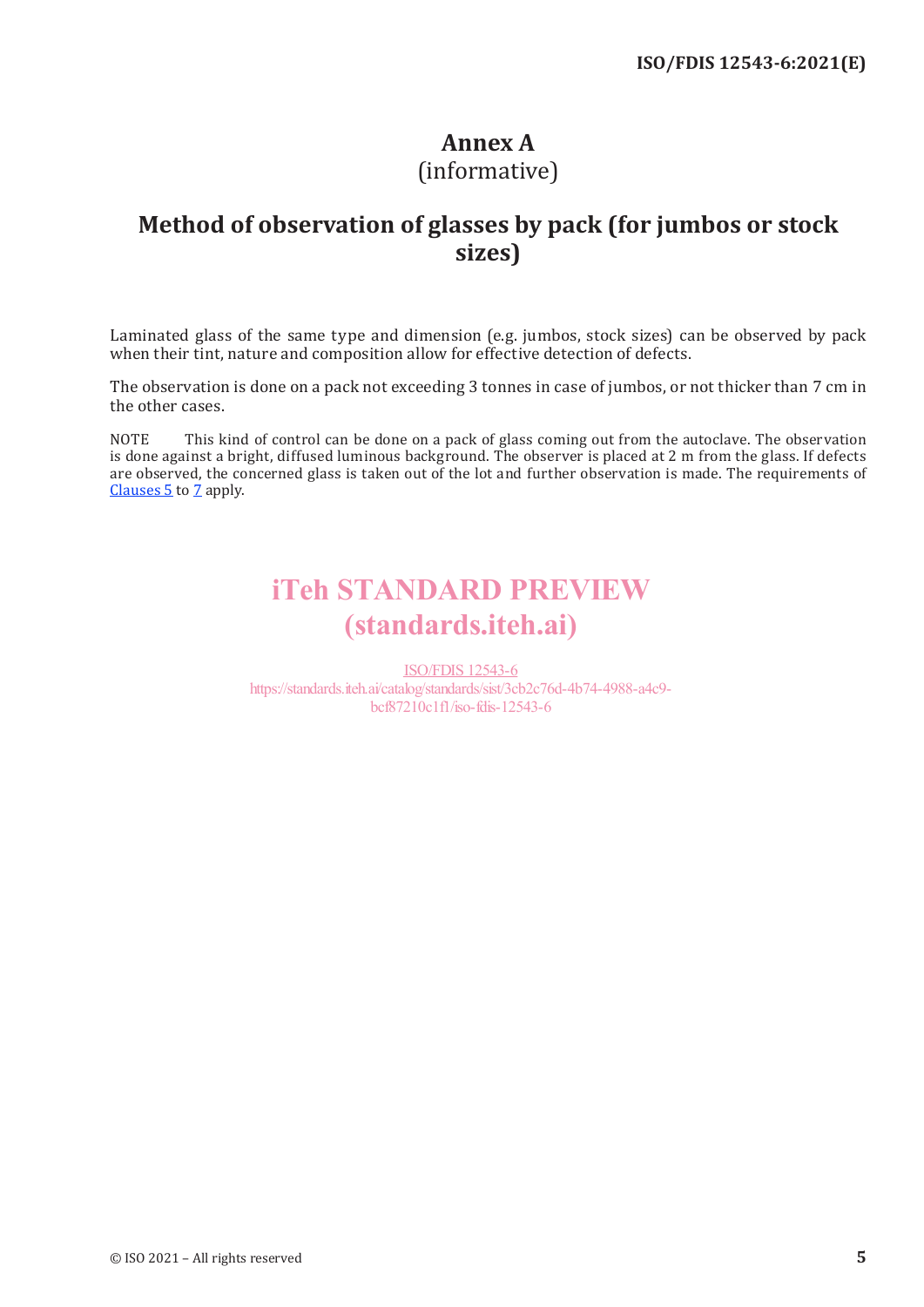# Annex A
(informative)

# Method of observation of glasses by pack (for jumbos or stock sizes)

Laminated glass of the same type and dimension (e.g. jumbos, stock sizes) can be observed by pack when their tint, nature and composition allow for effective detection of defects.

The observation is done on a pack not exceeding 3 tonnes in case of jumbos, or not thicker than 7 cm in the other cases.

NOTE This kind of control can be done on a pack of glass coming out from the autoclave. The observation is done against a bright, diffused luminous background. The observer is placed at 2 m from the glass. If defects are observed, the concerned glass is taken out of the lot and further observation is made. The requirements of Clauses 5 to 7 apply.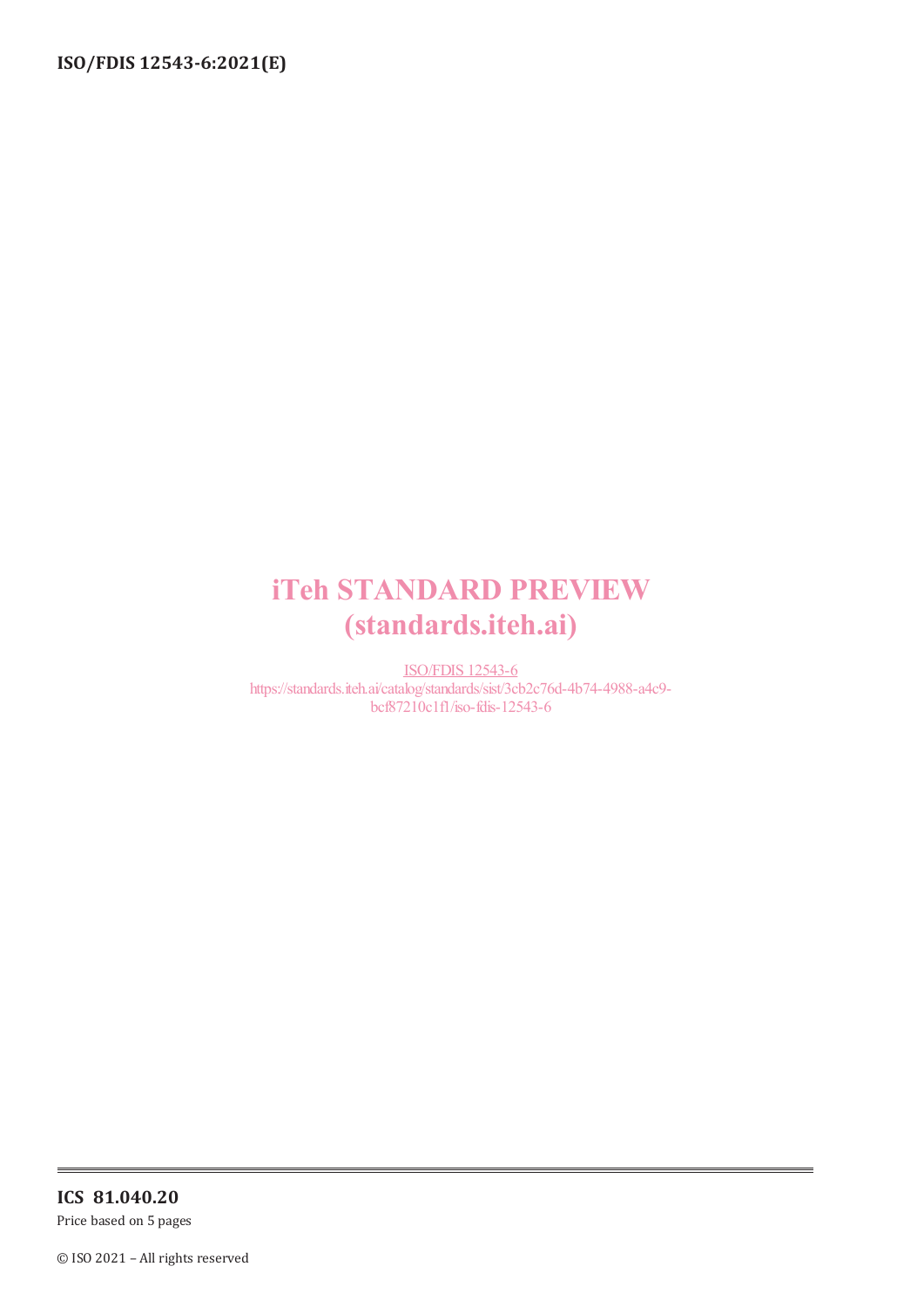iTeh STANDARD PREVIEW
(standards.iteh.ai)

ISO/FDIS 12543-6
https://standards.iteh.ai/catalog/standards/sist/3cb2c76d-4b74-4988-a4c9-bcf87210c1f1/iso-fdis-12543-6

**ICS 81.040.20**

Price based on 5 pages